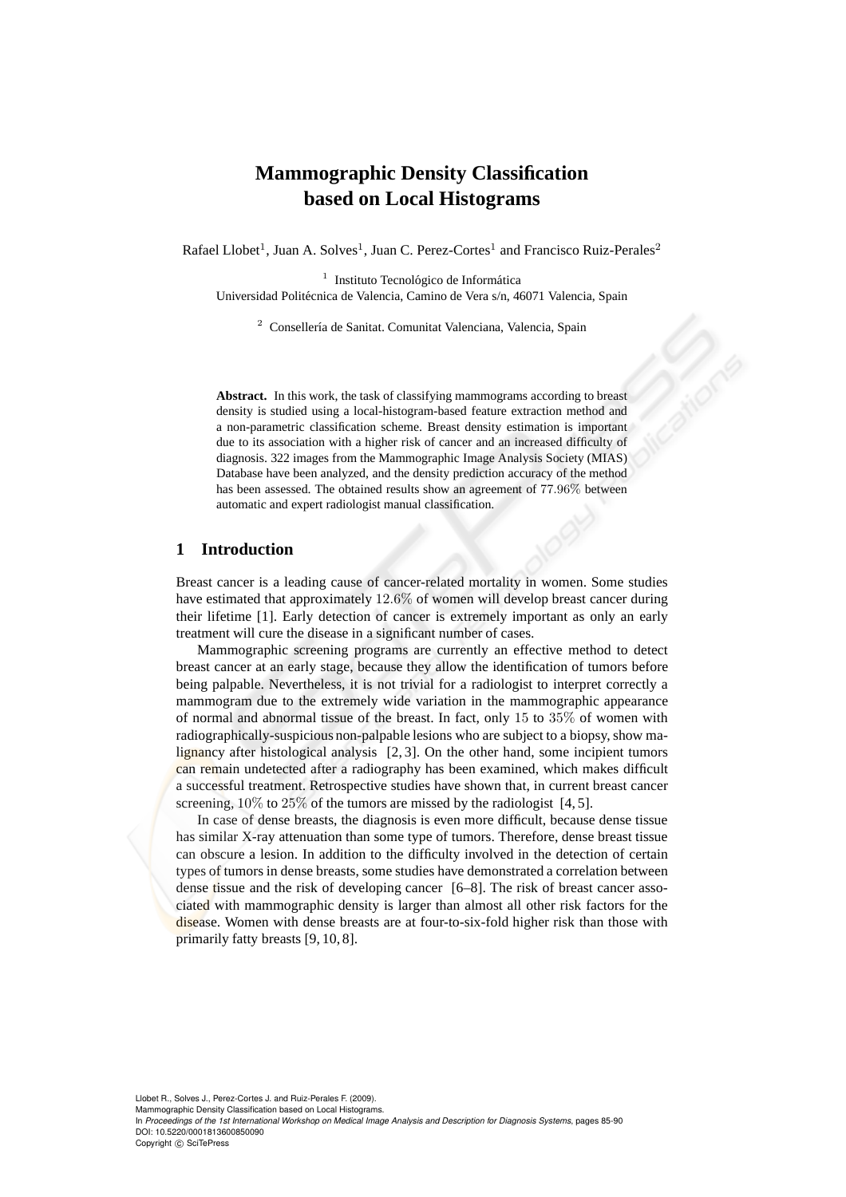# Mammographic Density Classification based on Local Histograms

Rafael Llobet[1], Juan A. Solves[1], Juan C. Perez-Cortes[1] and Francisco Ruiz-Perales[2]

[1] Instituto Tecnológico de Informática
Universidad Politécnica de Valencia, Camino de Vera s/n, 46071 Valencia, Spain

[2] Consellería de Sanitat. Comunitat Valenciana, Valencia, Spain

**Abstract.** In this work, the task of classifying mammograms according to breast density is studied using a local-histogram-based feature extraction method and a non-parametric classification scheme. Breast density estimation is important due to its association with a higher risk of cancer and an increased difficulty of diagnosis. 322 images from the Mammographic Image Analysis Society (MIAS) Database have been analyzed, and the density prediction accuracy of the method has been assessed. The obtained results show an agreement of $77.96\%$ between automatic and expert radiologist manual classification.

## 1 Introduction

Breast cancer is a leading cause of cancer-related mortality in women. Some studies have estimated that approximately $12.6\%$ of women will develop breast cancer during their lifetime [1]. Early detection of cancer is extremely important as only an early treatment will cure the disease in a significant number of cases.

Mammographic screening programs are currently an effective method to detect breast cancer at an early stage, because they allow the identification of tumors before being palpable. Nevertheless, it is not trivial for a radiologist to interpret correctly a mammogram due to the extremely wide variation in the mammographic appearance of normal and abnormal tissue of the breast. In fact, only $15$ to $35\%$ of women with radiographically-suspicious non-palpable lesions who are subject to a biopsy, show malignancy after histological analysis [2, 3]. On the other hand, some incipient tumors can remain undetected after a radiography has been examined, which makes difficult a successful treatment. Retrospective studies have shown that, in current breast cancer screening, $10\%$ to $25\%$ of the tumors are missed by the radiologist [4, 5].

In case of dense breasts, the diagnosis is even more difficult, because dense tissue has similar X-ray attenuation than some type of tumors. Therefore, dense breast tissue can obscure a lesion. In addition to the difficulty involved in the detection of certain types of tumors in dense breasts, some studies have demonstrated a correlation between dense tissue and the risk of developing cancer [6–8]. The risk of breast cancer associated with mammographic density is larger than almost all other risk factors for the disease. Women with dense breasts are at four-to-six-fold higher risk than those with primarily fatty breasts [9, 10, 8].

Llobet R., Solves J., Perez-Cortes J. and Ruiz-Perales F. (2009).
Mammographic Density Classification based on Local Histograms.
In *Proceedings of the 1st International Workshop on Medical Image Analysis and Description for Diagnosis Systems*, pages 85-90
DOI: 10.5220/0001813600850090
Copyright © SciTePress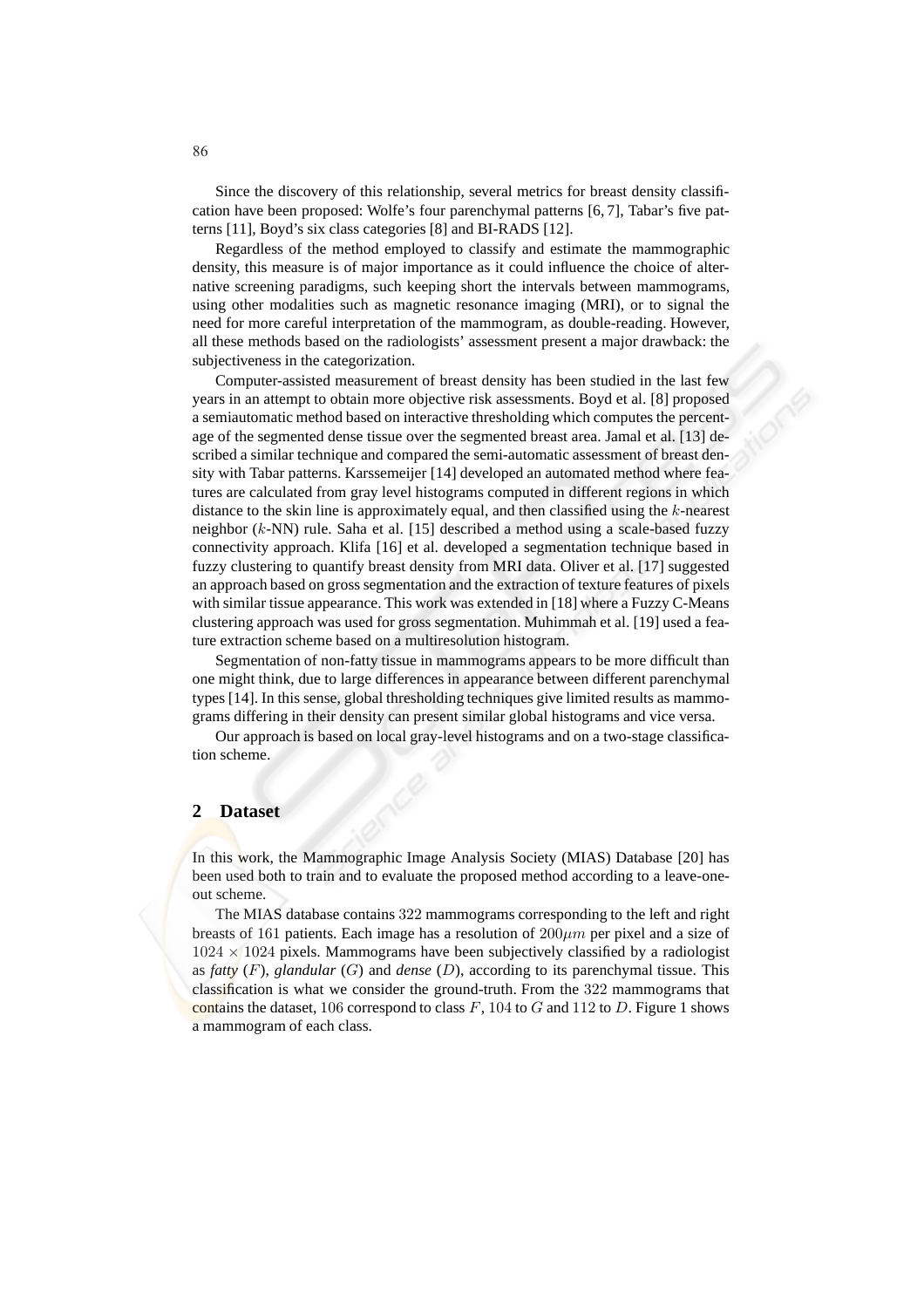Since the discovery of this relationship, several metrics for breast density classification have been proposed: Wolfe's four parenchymal patterns [6, 7], Tabar's five patterns [11], Boyd's six class categories [8] and BI-RADS [12].

Regardless of the method employed to classify and estimate the mammographic density, this measure is of major importance as it could influence the choice of alternative screening paradigms, such keeping short the intervals between mammograms, using other modalities such as magnetic resonance imaging (MRI), or to signal the need for more careful interpretation of the mammogram, as double-reading. However, all these methods based on the radiologists' assessment present a major drawback: the subjectiveness in the categorization.

Computer-assisted measurement of breast density has been studied in the last few years in an attempt to obtain more objective risk assessments. Boyd et al. [8] proposed a semiautomatic method based on interactive thresholding which computes the percentage of the segmented dense tissue over the segmented breast area. Jamal et al. [13] described a similar technique and compared the semi-automatic assessment of breast density with Tabar patterns. Karssemeijer [14] developed an automated method where features are calculated from gray level histograms computed in different regions in which distance to the skin line is approximately equal, and then classified using the $k$-nearest neighbor ($k$-NN) rule. Saha et al. [15] described a method using a scale-based fuzzy connectivity approach. Klifa [16] et al. developed a segmentation technique based in fuzzy clustering to quantify breast density from MRI data. Oliver et al. [17] suggested an approach based on gross segmentation and the extraction of texture features of pixels with similar tissue appearance. This work was extended in [18] where a Fuzzy C-Means clustering approach was used for gross segmentation. Muhimmah et al. [19] used a feature extraction scheme based on a multiresolution histogram.

Segmentation of non-fatty tissue in mammograms appears to be more difficult than one might think, due to large differences in appearance between different parenchymal types [14]. In this sense, global thresholding techniques give limited results as mammograms differing in their density can present similar global histograms and vice versa.

Our approach is based on local gray-level histograms and on a two-stage classification scheme.

## 2 Dataset

In this work, the Mammographic Image Analysis Society (MIAS) Database [20] has been used both to train and to evaluate the proposed method according to a leave-one-out scheme.

The MIAS database contains $322$ mammograms corresponding to the left and right breasts of $161$ patients. Each image has a resolution of $200\mu m$ per pixel and a size of $1024 \times 1024$ pixels. Mammograms have been subjectively classified by a radiologist as *fatty* ($F$), *glandular* ($G$) and *dense* ($D$), according to its parenchymal tissue. This classification is what we consider the ground-truth. From the $322$ mammograms that contains the dataset, $106$ correspond to class $F$, $104$ to $G$ and $112$ to $D$. Figure 1 shows a mammogram of each class.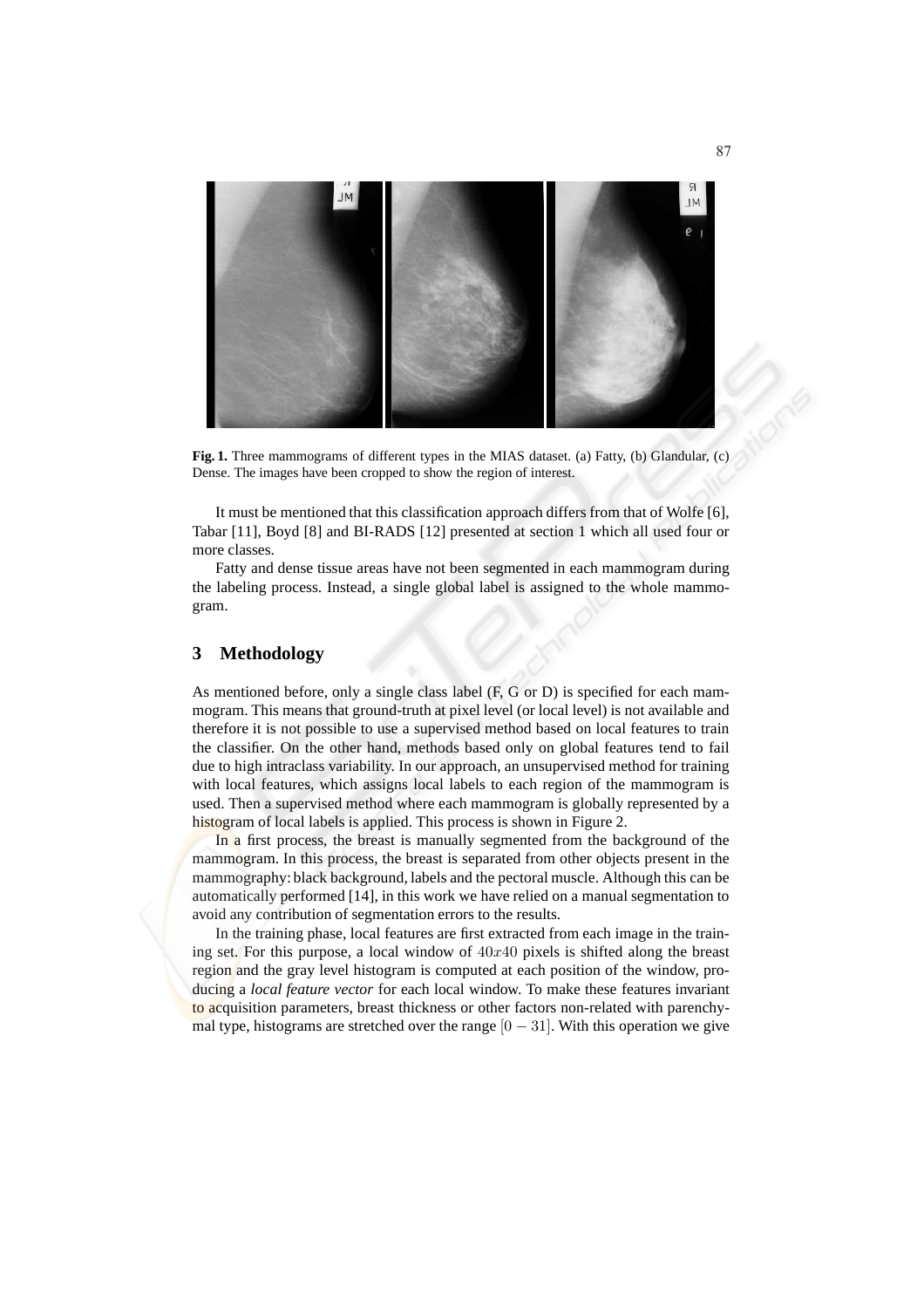**Fig. 1.** Three mammograms of different types in the MIAS dataset. (a) Fatty, (b) Glandular, (c) Dense. The images have been cropped to show the region of interest.

It must be mentioned that this classification approach differs from that of Wolfe [6], Tabar [11], Boyd [8] and BI-RADS [12] presented at section 1 which all used four or more classes.

Fatty and dense tissue areas have not been segmented in each mammogram during the labeling process. Instead, a single global label is assigned to the whole mammogram.

## 3 Methodology

As mentioned before, only a single class label (F, G or D) is specified for each mammogram. This means that ground-truth at pixel level (or local level) is not available and therefore it is not possible to use a supervised method based on local features to train the classifier. On the other hand, methods based only on global features tend to fail due to high intraclass variability. In our approach, an unsupervised method for training with local features, which assigns local labels to each region of the mammogram is used. Then a supervised method where each mammogram is globally represented by a histogram of local labels is applied. This process is shown in Figure 2.

In a first process, the breast is manually segmented from the background of the mammogram. In this process, the breast is separated from other objects present in the mammography: black background, labels and the pectoral muscle. Although this can be automatically performed [14], in this work we have relied on a manual segmentation to avoid any contribution of segmentation errors to the results.

In the training phase, local features are first extracted from each image in the training set. For this purpose, a local window of $40x40$ pixels is shifted along the breast region and the gray level histogram is computed at each position of the window, producing a *local feature vector* for each local window. To make these features invariant to acquisition parameters, breast thickness or other factors non-related with parenchymal type, histograms are stretched over the range $[0 - 31]$. With this operation we give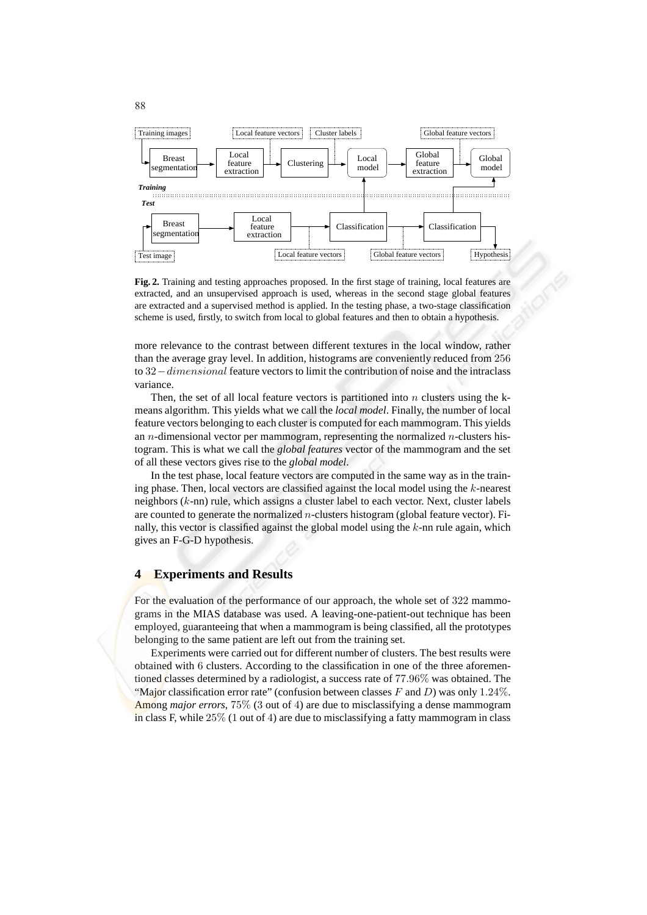Fig. 2. Training and testing approaches proposed. In the first stage of training, local features are extracted, and an unsupervised approach is used, whereas in the second stage global features are extracted and a supervised method is applied. In the testing phase, a two-stage classification scheme is used, firstly, to switch from local to global features and then to obtain a hypothesis.

more relevance to the contrast between different textures in the local window, rather than the average gray level. In addition, histograms are conveniently reduced from 256 to $32-dimensional$ feature vectors to limit the contribution of noise and the intraclass variance.

Then, the set of all local feature vectors is partitioned into $n$ clusters using the k-means algorithm. This yields what we call the *local model*. Finally, the number of local feature vectors belonging to each cluster is computed for each mammogram. This yields an $n$-dimensional vector per mammogram, representing the normalized $n$-clusters histogram. This is what we call the *global features* vector of the mammogram and the set of all these vectors gives rise to the *global model*.

In the test phase, local feature vectors are computed in the same way as in the training phase. Then, local vectors are classified against the local model using the $k$-nearest neighbors ($k$-nn) rule, which assigns a cluster label to each vector. Next, cluster labels are counted to generate the normalized $n$-clusters histogram (global feature vector). Finally, this vector is classified against the global model using the $k$-nn rule again, which gives an F-G-D hypothesis.

## 4 Experiments and Results

For the evaluation of the performance of our approach, the whole set of 322 mammograms in the MIAS database was used. A leaving-one-patient-out technique has been employed, guaranteeing that when a mammogram is being classified, all the prototypes belonging to the same patient are left out from the training set.

Experiments were carried out for different number of clusters. The best results were obtained with 6 clusters. According to the classification in one of the three aforementioned classes determined by a radiologist, a success rate of 77.96% was obtained. The "Major classification error rate" (confusion between classes $F$ and $D$) was only 1.24%. Among *major errors*, 75% (3 out of 4) are due to misclassifying a dense mammogram in class F, while 25% (1 out of 4) are due to misclassifying a fatty mammogram in class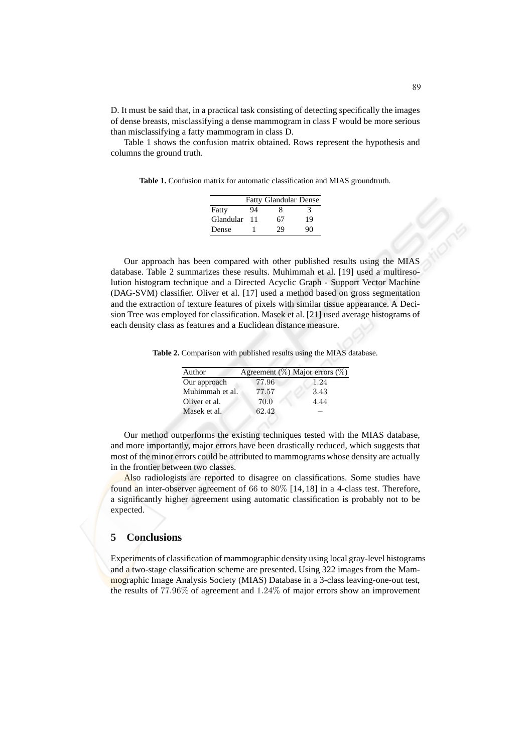D. It must be said that, in a practical task consisting of detecting specifically the images of dense breasts, misclassifying a dense mammogram in class F would be more serious than misclassifying a fatty mammogram in class D.

Table 1 shows the confusion matrix obtained. Rows represent the hypothesis and columns the ground truth.

**Table 1.** Confusion matrix for automatic classification and MIAS groundtruth.

| | Fatty | Glandular | Dense |
|---|---|---|---|
| Fatty | 94 | 8 | 3 |
| Glandular | 11 | 67 | 19 |
| Dense | 1 | 29 | 90 |

Our approach has been compared with other published results using the MIAS database. Table 2 summarizes these results. Muhimmah et al. [19] used a multiresolution histogram technique and a Directed Acyclic Graph - Support Vector Machine (DAG-SVM) classifier. Oliver et al. [17] used a method based on gross segmentation and the extraction of texture features of pixels with similar tissue appearance. A Decision Tree was employed for classification. Masek et al. [21] used average histograms of each density class as features and a Euclidean distance measure.

**Table 2.** Comparison with published results using the MIAS database.

| Author | Agreement (%) | Major errors (%) |
|---|---|---|
| Our approach | 77.96 | 1.24 |
| Muhimmah et al. | 77.57 | 3.43 |
| Oliver et al. | 70.0 | 4.44 |
| Masek et al. | 62.42 | – |

Our method outperforms the existing techniques tested with the MIAS database, and more importantly, major errors have been drastically reduced, which suggests that most of the minor errors could be attributed to mammograms whose density are actually in the frontier between two classes.

Also radiologists are reported to disagree on classifications. Some studies have found an inter-observer agreement of $66$ to $80\%$ [14, 18] in a 4-class test. Therefore, a significantly higher agreement using automatic classification is probably not to be expected.

## 5 Conclusions

Experiments of classification of mammographic density using local gray-level histograms and a two-stage classification scheme are presented. Using 322 images from the Mammographic Image Analysis Society (MIAS) Database in a 3-class leaving-one-out test, the results of $77.96\%$ of agreement and $1.24\%$ of major errors show an improvement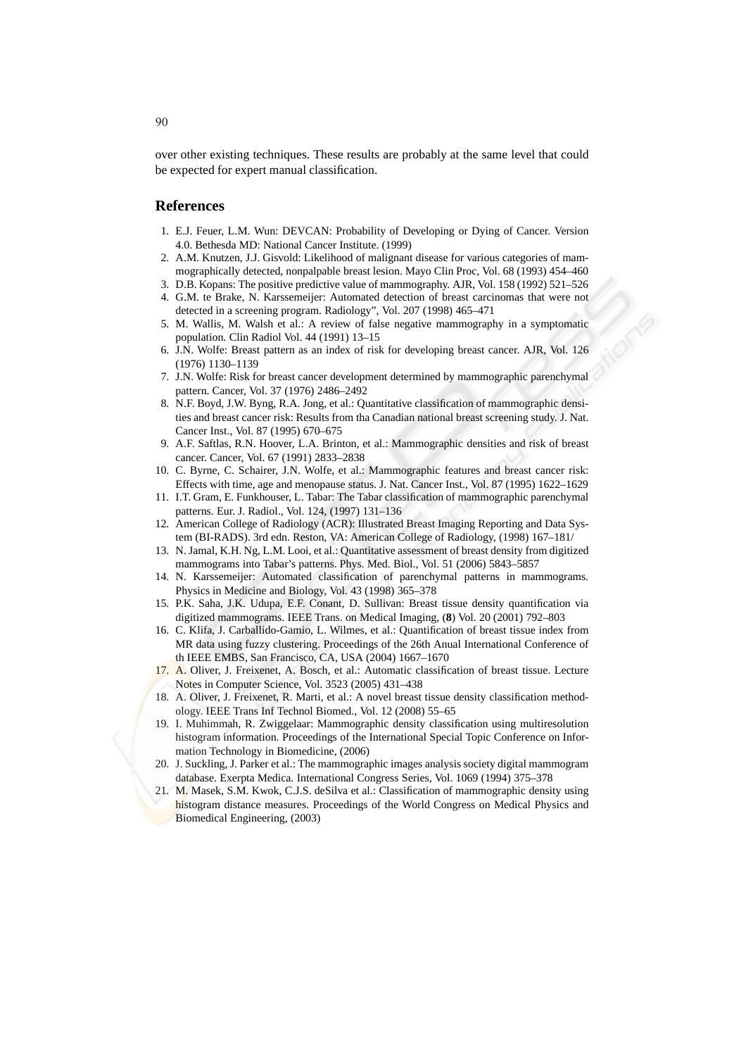over other existing techniques. These results are probably at the same level that could be expected for expert manual classification.

## References

1. E.J. Feuer, L.M. Wun: DEVCAN: Probability of Developing or Dying of Cancer. Version 4.0. Bethesda MD: National Cancer Institute. (1999)
2. A.M. Knutzen, J.J. Gisvold: Likelihood of malignant disease for various categories of mammographically detected, nonpalpable breast lesion. Mayo Clin Proc, Vol. 68 (1993) 454–460
3. D.B. Kopans: The positive predictive value of mammography. AJR, Vol. 158 (1992) 521–526
4. G.M. te Brake, N. Karssemeijer: Automated detection of breast carcinomas that were not detected in a screening program. Radiology", Vol. 207 (1998) 465–471
5. M. Wallis, M. Walsh et al.: A review of false negative mammography in a symptomatic population. Clin Radiol Vol. 44 (1991) 13–15
6. J.N. Wolfe: Breast pattern as an index of risk for developing breast cancer. AJR, Vol. 126 (1976) 1130–1139
7. J.N. Wolfe: Risk for breast cancer development determined by mammographic parenchymal pattern. Cancer, Vol. 37 (1976) 2486–2492
8. N.F. Boyd, J.W. Byng, R.A. Jong, et al.: Quantitative classification of mammographic densities and breast cancer risk: Results from tha Canadian national breast screening study. J. Nat. Cancer Inst., Vol. 87 (1995) 670–675
9. A.F. Saftlas, R.N. Hoover, L.A. Brinton, et al.: Mammographic densities and risk of breast cancer. Cancer, Vol. 67 (1991) 2833–2838
10. C. Byrne, C. Schairer, J.N. Wolfe, et al.: Mammographic features and breast cancer risk: Effects with time, age and menopause status. J. Nat. Cancer Inst., Vol. 87 (1995) 1622–1629
11. I.T. Gram, E. Funkhouser, L. Tabar: The Tabar classification of mammographic parenchymal patterns. Eur. J. Radiol., Vol. 124, (1997) 131–136
12. American College of Radiology (ACR): Illustrated Breast Imaging Reporting and Data System (BI-RADS). 3rd edn. Reston, VA: American College of Radiology, (1998) 167–181/
13. N. Jamal, K.H. Ng, L.M. Looi, et al.: Quantitative assessment of breast density from digitized mammograms into Tabar's patterns. Phys. Med. Biol., Vol. 51 (2006) 5843–5857
14. N. Karssemeijer: Automated classification of parenchymal patterns in mammograms. Physics in Medicine and Biology, Vol. 43 (1998) 365–378
15. P.K. Saha, J.K. Udupa, E.F. Conant, D. Sullivan: Breast tissue density quantification via digitized mammograms. IEEE Trans. on Medical Imaging, (**8**) Vol. 20 (2001) 792–803
16. C. Klifa, J. Carballido-Gamio, L. Wilmes, et al.: Quantification of breast tissue index from MR data using fuzzy clustering. Proceedings of the 26th Anual International Conference of th IEEE EMBS, San Francisco, CA, USA (2004) 1667–1670
17. A. Oliver, J. Freixenet, A. Bosch, et al.: Automatic classification of breast tissue. Lecture Notes in Computer Science, Vol. 3523 (2005) 431–438
18. A. Oliver, J. Freixenet, R. Marti, et al.: A novel breast tissue density classification methodology. IEEE Trans Inf Technol Biomed., Vol. 12 (2008) 55–65
19. I. Muhimmah, R. Zwiggelaar: Mammographic density classification using multiresolution histogram information. Proceedings of the International Special Topic Conference on Information Technology in Biomedicine, (2006)
20. J. Suckling, J. Parker et al.: The mammographic images analysis society digital mammogram database. Exerpta Medica. International Congress Series, Vol. 1069 (1994) 375–378
21. M. Masek, S.M. Kwok, C.J.S. deSilva et al.: Classification of mammographic density using histogram distance measures. Proceedings of the World Congress on Medical Physics and Biomedical Engineering, (2003)